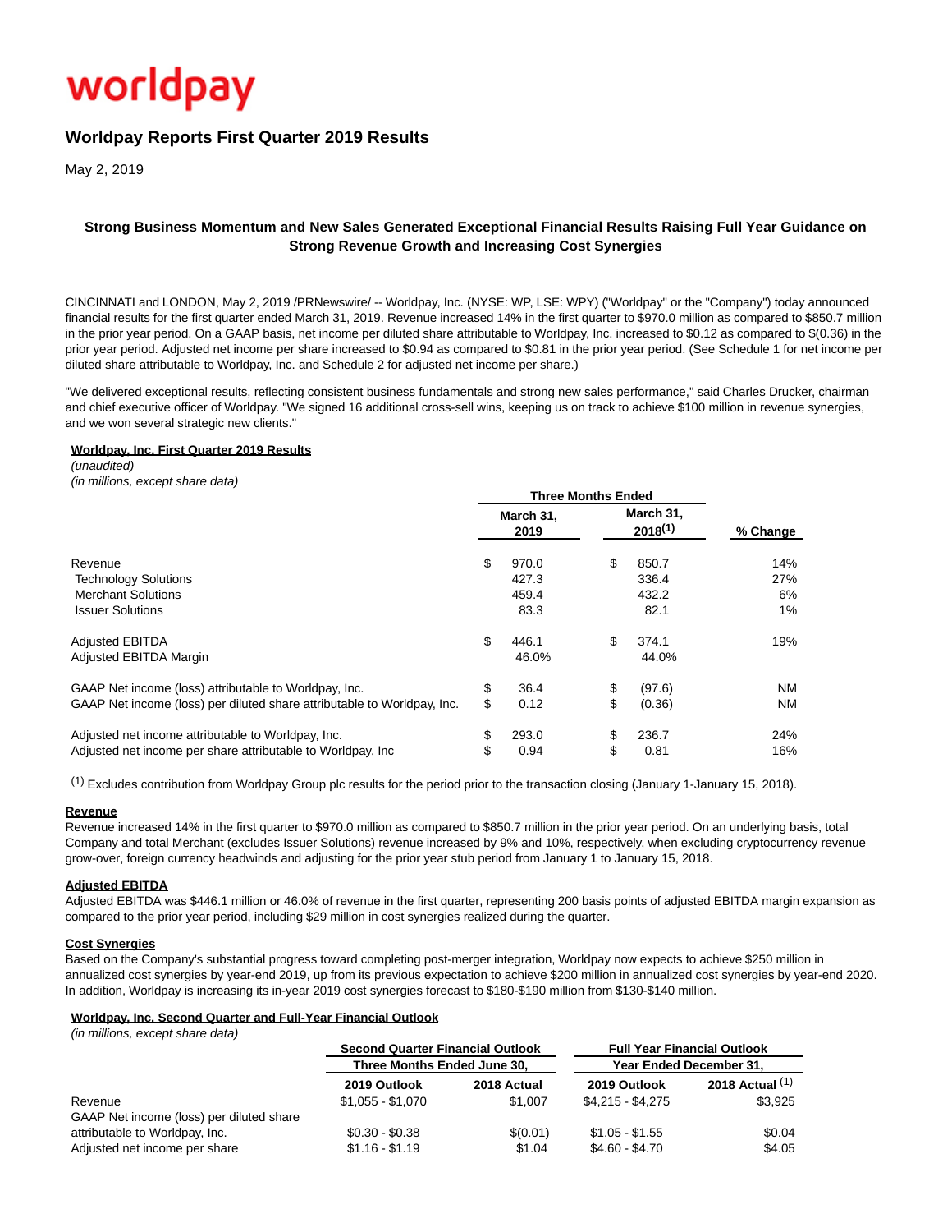worldpay

# Worldpay Reports First Quarter 2019 Results

May 2, 2019

**Strong Business Momentum and New Sales Generated Exceptional Financial Results Raising Full Year Guidance on Strong Revenue Growth and Increasing Cost Synergies**

CINCINNATI and LONDON, May 2, 2019 /PRNewswire/ -- Worldpay, Inc. (NYSE: WP, LSE: WPY) ("Worldpay" or the "Company") today announced financial results for the first quarter ended March 31, 2019. Revenue increased 14% in the first quarter to $970.0 million as compared to $850.7 million in the prior year period. On a GAAP basis, net income per diluted share attributable to Worldpay, Inc. increased to $0.12 as compared to $(0.36) in the prior year period. Adjusted net income per share increased to $0.94 as compared to $0.81 in the prior year period. (See Schedule 1 for net income per diluted share attributable to Worldpay, Inc. and Schedule 2 for adjusted net income per share.)

"We delivered exceptional results, reflecting consistent business fundamentals and strong new sales performance," said Charles Drucker, chairman and chief executive officer of Worldpay. "We signed 16 additional cross-sell wins, keeping us on track to achieve $100 million in revenue synergies, and we won several strategic new clients."

**Worldpay, Inc. First Quarter 2019 Results**
*(unaudited)*
*(in millions, except share data)*

| | Three Months Ended | | |
|---|---|---|---|
| | March 31, 2019 | March 31, 2018[1] | % Change |
| Revenue | $ 970.0 | $ 850.7 | 14% |
| Technology Solutions | 427.3 | 336.4 | 27% |
| Merchant Solutions | 459.4 | 432.2 | 6% |
| Issuer Solutions | 83.3 | 82.1 | 1% |
| Adjusted EBITDA | $ 446.1 | $ 374.1 | 19% |
| Adjusted EBITDA Margin | 46.0% | 44.0% | |
| GAAP Net income (loss) attributable to Worldpay, Inc. | $ 36.4 | $ (97.6) | NM |
| GAAP Net income (loss) per diluted share attributable to Worldpay, Inc. | $ 0.12 | $ (0.36) | NM |
| Adjusted net income attributable to Worldpay, Inc. | $ 293.0 | $ 236.7 | 24% |
| Adjusted net income per share attributable to Worldpay, Inc | $ 0.94 | $ 0.81 | 16% |

[1] Excludes contribution from Worldpay Group plc results for the period prior to the transaction closing (January 1-January 15, 2018).

**Revenue**

Revenue increased 14% in the first quarter to $970.0 million as compared to $850.7 million in the prior year period. On an underlying basis, total Company and total Merchant (excludes Issuer Solutions) revenue increased by 9% and 10%, respectively, when excluding cryptocurrency revenue grow-over, foreign currency headwinds and adjusting for the prior year stub period from January 1 to January 15, 2018.

**Adjusted EBITDA**

Adjusted EBITDA was $446.1 million or 46.0% of revenue in the first quarter, representing 200 basis points of adjusted EBITDA margin expansion as compared to the prior year period, including $29 million in cost synergies realized during the quarter.

**Cost Synergies**

Based on the Company's substantial progress toward completing post-merger integration, Worldpay now expects to achieve $250 million in annualized cost synergies by year-end 2019, up from its previous expectation to achieve $200 million in annualized cost synergies by year-end 2020. In addition, Worldpay is increasing its in-year 2019 cost synergies forecast to $180-$190 million from $130-$140 million.

**Worldpay, Inc. Second Quarter and Full-Year Financial Outlook**
*(in millions, except share data)*

| | Second Quarter Financial Outlook | | Full Year Financial Outlook | |
|---|---|---|---|---|
| | Three Months Ended June 30, | | Year Ended December 31, | |
| | 2019 Outlook | 2018 Actual | 2019 Outlook | 2018 Actual [1] |
| Revenue | $1,055 - $1,070 | $1,007 | $4,215 - $4,275 | $3,925 |
| GAAP Net income (loss) per diluted share attributable to Worldpay, Inc. | $0.30 - $0.38 | $(0.01) | $1.05 - $1.55 | $0.04 |
| Adjusted net income per share | $1.16 - $1.19 | $1.04 | $4.60 - $4.70 | $4.05 |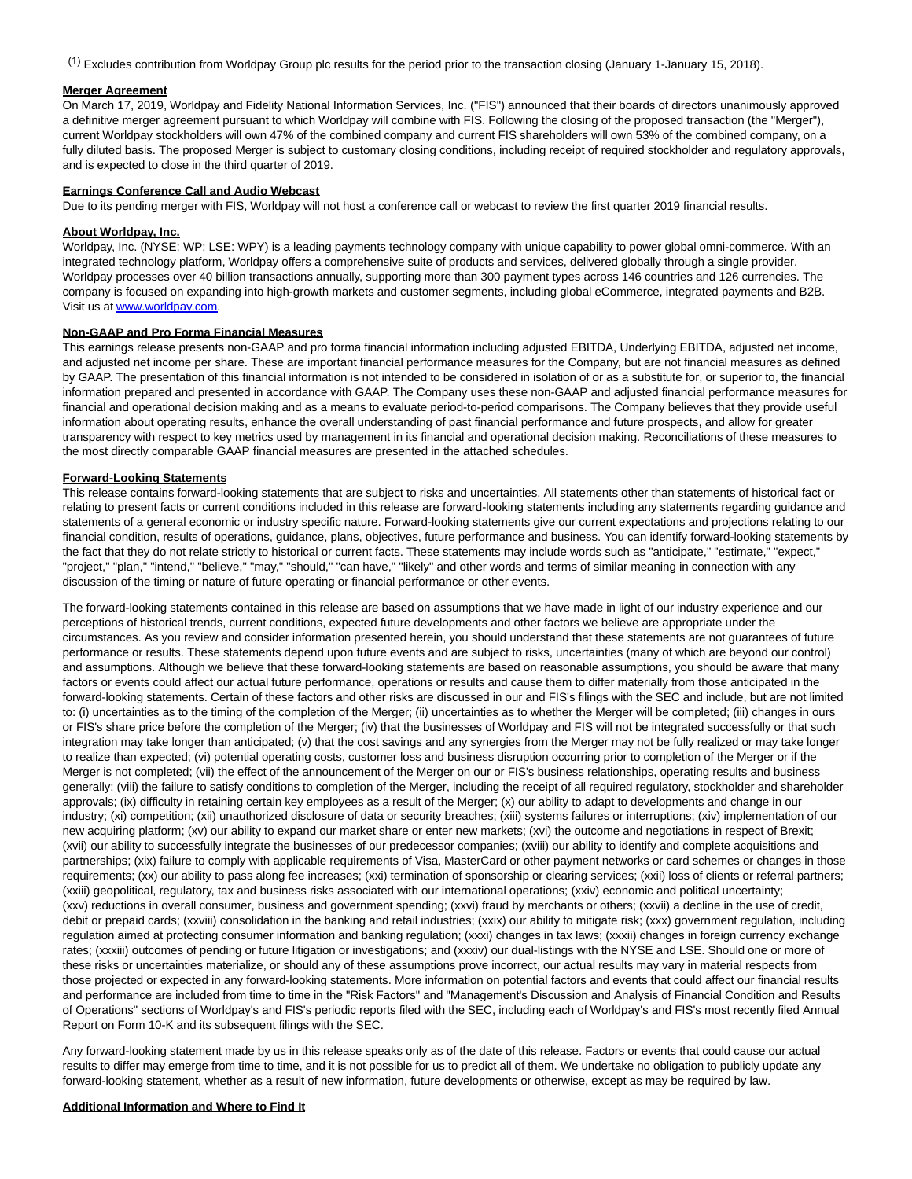[(1)] Excludes contribution from Worldpay Group plc results for the period prior to the transaction closing (January 1-January 15, 2018).

**Merger Agreement**

On March 17, 2019, Worldpay and Fidelity National Information Services, Inc. ("FIS") announced that their boards of directors unanimously approved a definitive merger agreement pursuant to which Worldpay will combine with FIS. Following the closing of the proposed transaction (the "Merger"), current Worldpay stockholders will own 47% of the combined company and current FIS shareholders will own 53% of the combined company, on a fully diluted basis. The proposed Merger is subject to customary closing conditions, including receipt of required stockholder and regulatory approvals, and is expected to close in the third quarter of 2019.

**Earnings Conference Call and Audio Webcast**

Due to its pending merger with FIS, Worldpay will not host a conference call or webcast to review the first quarter 2019 financial results.

**About Worldpay, Inc.**

Worldpay, Inc. (NYSE: WP; LSE: WPY) is a leading payments technology company with unique capability to power global omni-commerce. With an integrated technology platform, Worldpay offers a comprehensive suite of products and services, delivered globally through a single provider. Worldpay processes over 40 billion transactions annually, supporting more than 300 payment types across 146 countries and 126 currencies. The company is focused on expanding into high-growth markets and customer segments, including global eCommerce, integrated payments and B2B. Visit us at www.worldpay.com.

**Non-GAAP and Pro Forma Financial Measures**

This earnings release presents non-GAAP and pro forma financial information including adjusted EBITDA, Underlying EBITDA, adjusted net income, and adjusted net income per share. These are important financial performance measures for the Company, but are not financial measures as defined by GAAP. The presentation of this financial information is not intended to be considered in isolation of or as a substitute for, or superior to, the financial information prepared and presented in accordance with GAAP. The Company uses these non-GAAP and adjusted financial performance measures for financial and operational decision making and as a means to evaluate period-to-period comparisons. The Company believes that they provide useful information about operating results, enhance the overall understanding of past financial performance and future prospects, and allow for greater transparency with respect to key metrics used by management in its financial and operational decision making. Reconciliations of these measures to the most directly comparable GAAP financial measures are presented in the attached schedules.

**Forward-Looking Statements**

This release contains forward-looking statements that are subject to risks and uncertainties. All statements other than statements of historical fact or relating to present facts or current conditions included in this release are forward-looking statements including any statements regarding guidance and statements of a general economic or industry specific nature. Forward-looking statements give our current expectations and projections relating to our financial condition, results of operations, guidance, plans, objectives, future performance and business. You can identify forward-looking statements by the fact that they do not relate strictly to historical or current facts. These statements may include words such as "anticipate," "estimate," "expect," "project," "plan," "intend," "believe," "may," "should," "can have," "likely" and other words and terms of similar meaning in connection with any discussion of the timing or nature of future operating or financial performance or other events.

The forward-looking statements contained in this release are based on assumptions that we have made in light of our industry experience and our perceptions of historical trends, current conditions, expected future developments and other factors we believe are appropriate under the circumstances. As you review and consider information presented herein, you should understand that these statements are not guarantees of future performance or results. These statements depend upon future events and are subject to risks, uncertainties (many of which are beyond our control) and assumptions. Although we believe that these forward-looking statements are based on reasonable assumptions, you should be aware that many factors or events could affect our actual future performance, operations or results and cause them to differ materially from those anticipated in the forward-looking statements. Certain of these factors and other risks are discussed in our and FIS's filings with the SEC and include, but are not limited to: (i) uncertainties as to the timing of the completion of the Merger; (ii) uncertainties as to whether the Merger will be completed; (iii) changes in ours or FIS's share price before the completion of the Merger; (iv) that the businesses of Worldpay and FIS will not be integrated successfully or that such integration may take longer than anticipated; (v) that the cost savings and any synergies from the Merger may not be fully realized or may take longer to realize than expected; (vi) potential operating costs, customer loss and business disruption occurring prior to completion of the Merger or if the Merger is not completed; (vii) the effect of the announcement of the Merger on our or FIS's business relationships, operating results and business generally; (viii) the failure to satisfy conditions to completion of the Merger, including the receipt of all required regulatory, stockholder and shareholder approvals; (ix) difficulty in retaining certain key employees as a result of the Merger; (x) our ability to adapt to developments and change in our industry; (xi) competition; (xii) unauthorized disclosure of data or security breaches; (xiii) systems failures or interruptions; (xiv) implementation of our new acquiring platform; (xv) our ability to expand our market share or enter new markets; (xvi) the outcome and negotiations in respect of Brexit; (xvii) our ability to successfully integrate the businesses of our predecessor companies; (xviii) our ability to identify and complete acquisitions and partnerships; (xix) failure to comply with applicable requirements of Visa, MasterCard or other payment networks or card schemes or changes in those requirements; (xx) our ability to pass along fee increases; (xxi) termination of sponsorship or clearing services; (xxii) loss of clients or referral partners; (xxiii) geopolitical, regulatory, tax and business risks associated with our international operations; (xxiv) economic and political uncertainty; (xxv) reductions in overall consumer, business and government spending; (xxvi) fraud by merchants or others; (xxvii) a decline in the use of credit, debit or prepaid cards; (xxviii) consolidation in the banking and retail industries; (xxix) our ability to mitigate risk; (xxx) government regulation, including regulation aimed at protecting consumer information and banking regulation; (xxxi) changes in tax laws; (xxxii) changes in foreign currency exchange rates; (xxxiii) outcomes of pending or future litigation or investigations; and (xxxiv) our dual-listings with the NYSE and LSE. Should one or more of these risks or uncertainties materialize, or should any of these assumptions prove incorrect, our actual results may vary in material respects from those projected or expected in any forward-looking statements. More information on potential factors and events that could affect our financial results and performance are included from time to time in the "Risk Factors" and "Management's Discussion and Analysis of Financial Condition and Results of Operations" sections of Worldpay's and FIS's periodic reports filed with the SEC, including each of Worldpay's and FIS's most recently filed Annual Report on Form 10-K and its subsequent filings with the SEC.

Any forward-looking statement made by us in this release speaks only as of the date of this release. Factors or events that could cause our actual results to differ may emerge from time to time, and it is not possible for us to predict all of them. We undertake no obligation to publicly update any forward-looking statement, whether as a result of new information, future developments or otherwise, except as may be required by law.

**Additional Information and Where to Find It**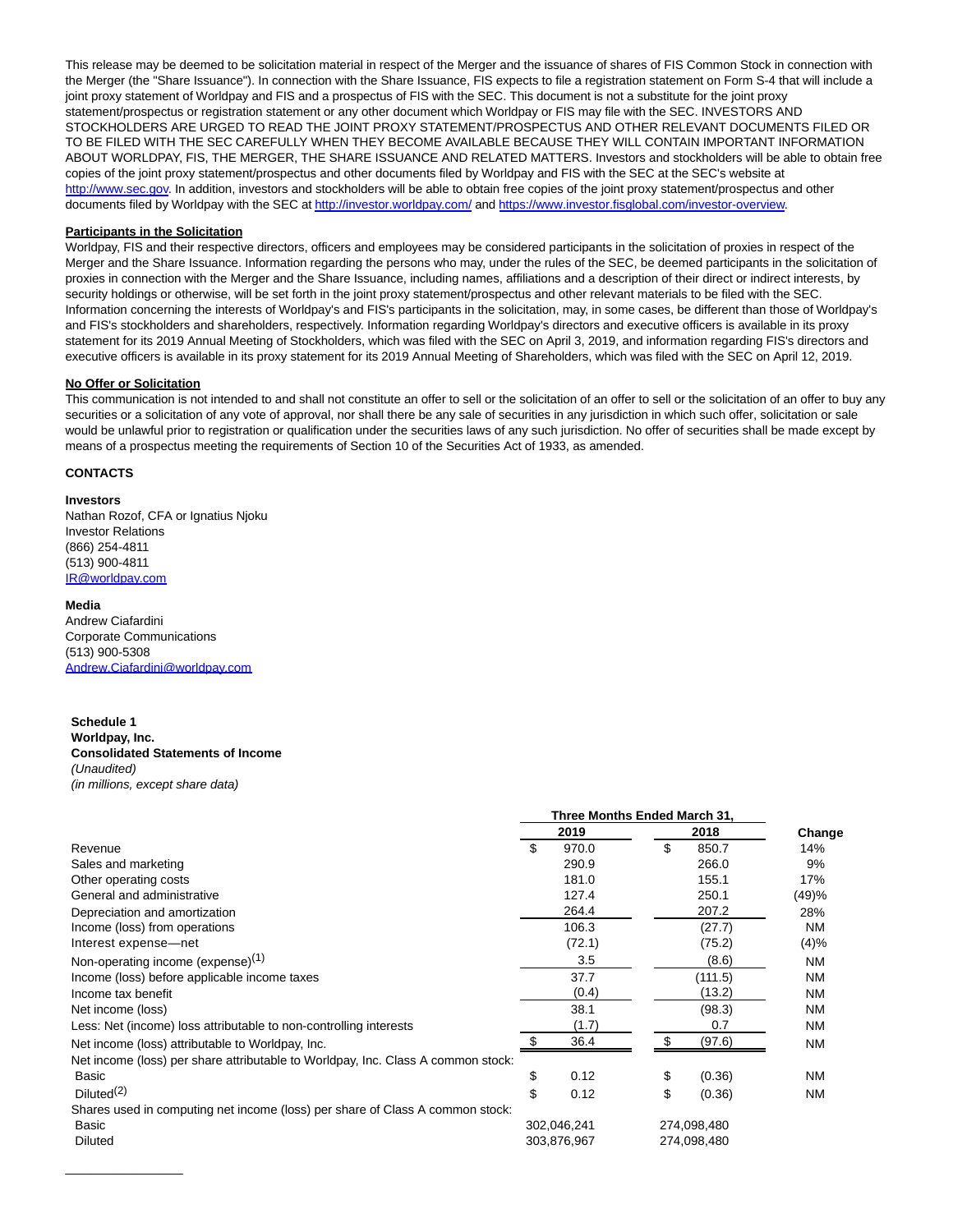This release may be deemed to be solicitation material in respect of the Merger and the issuance of shares of FIS Common Stock in connection with the Merger (the "Share Issuance"). In connection with the Share Issuance, FIS expects to file a registration statement on Form S-4 that will include a joint proxy statement of Worldpay and FIS and a prospectus of FIS with the SEC. This document is not a substitute for the joint proxy statement/prospectus or registration statement or any other document which Worldpay or FIS may file with the SEC. INVESTORS AND STOCKHOLDERS ARE URGED TO READ THE JOINT PROXY STATEMENT/PROSPECTUS AND OTHER RELEVANT DOCUMENTS FILED OR TO BE FILED WITH THE SEC CAREFULLY WHEN THEY BECOME AVAILABLE BECAUSE THEY WILL CONTAIN IMPORTANT INFORMATION ABOUT WORLDPAY, FIS, THE MERGER, THE SHARE ISSUANCE AND RELATED MATTERS. Investors and stockholders will be able to obtain free copies of the joint proxy statement/prospectus and other documents filed by Worldpay and FIS with the SEC at the SEC's website at http://www.sec.gov. In addition, investors and stockholders will be able to obtain free copies of the joint proxy statement/prospectus and other documents filed by Worldpay with the SEC at http://investor.worldpay.com/ and https://www.investor.fisglobal.com/investor-overview.

**Participants in the Solicitation**

Worldpay, FIS and their respective directors, officers and employees may be considered participants in the solicitation of proxies in respect of the Merger and the Share Issuance. Information regarding the persons who may, under the rules of the SEC, be deemed participants in the solicitation of proxies in connection with the Merger and the Share Issuance, including names, affiliations and a description of their direct or indirect interests, by security holdings or otherwise, will be set forth in the joint proxy statement/prospectus and other relevant materials to be filed with the SEC. Information concerning the interests of Worldpay's and FIS's participants in the solicitation, may, in some cases, be different than those of Worldpay's and FIS's stockholders and shareholders, respectively. Information regarding Worldpay's directors and executive officers is available in its proxy statement for its 2019 Annual Meeting of Stockholders, which was filed with the SEC on April 3, 2019, and information regarding FIS's directors and executive officers is available in its proxy statement for its 2019 Annual Meeting of Shareholders, which was filed with the SEC on April 12, 2019.

**No Offer or Solicitation**

This communication is not intended to and shall not constitute an offer to sell or the solicitation of an offer to sell or the solicitation of an offer to buy any securities or a solicitation of any vote of approval, nor shall there be any sale of securities in any jurisdiction in which such offer, solicitation or sale would be unlawful prior to registration or qualification under the securities laws of any such jurisdiction. No offer of securities shall be made except by means of a prospectus meeting the requirements of Section 10 of the Securities Act of 1933, as amended.

**CONTACTS**

**Investors**
Nathan Rozof, CFA or Ignatius Njoku
Investor Relations
(866) 254-4811
(513) 900-4811
IR@worldpay.com

**Media**
Andrew Ciafardini
Corporate Communications
(513) 900-5308
Andrew.Ciafardini@worldpay.com

**Schedule 1**
**Worldpay, Inc.**
**Consolidated Statements of Income**
*(Unaudited)*
*(in millions, except share data)*

| | Three Months Ended March 31, | | |
|---|---|---|---|
| | **2019** | **2018** | **Change** |
| Revenue | $ 970.0 | $ 850.7 | 14% |
| Sales and marketing | 290.9 | 266.0 | 9% |
| Other operating costs | 181.0 | 155.1 | 17% |
| General and administrative | 127.4 | 250.1 | (49)% |
| Depreciation and amortization | 264.4 | 207.2 | 28% |
| Income (loss) from operations | 106.3 | (27.7) | NM |
| Interest expense—net | (72.1) | (75.2) | (4)% |
| Non-operating income (expense)(1) | 3.5 | (8.6) | NM |
| Income (loss) before applicable income taxes | 37.7 | (111.5) | NM |
| Income tax benefit | (0.4) | (13.2) | NM |
| Net income (loss) | 38.1 | (98.3) | NM |
| Less: Net (income) loss attributable to non-controlling interests | (1.7) | 0.7 | NM |
| Net income (loss) attributable to Worldpay, Inc. | $ 36.4 | $ (97.6) | NM |
| Net income (loss) per share attributable to Worldpay, Inc. Class A common stock: | | | |
| Basic | $ 0.12 | $ (0.36) | NM |
| Diluted(2) | $ 0.12 | $ (0.36) | NM |
| Shares used in computing net income (loss) per share of Class A common stock: | | | |
| Basic | 302,046,241 | 274,098,480 | |
| Diluted | 303,876,967 | 274,098,480 | |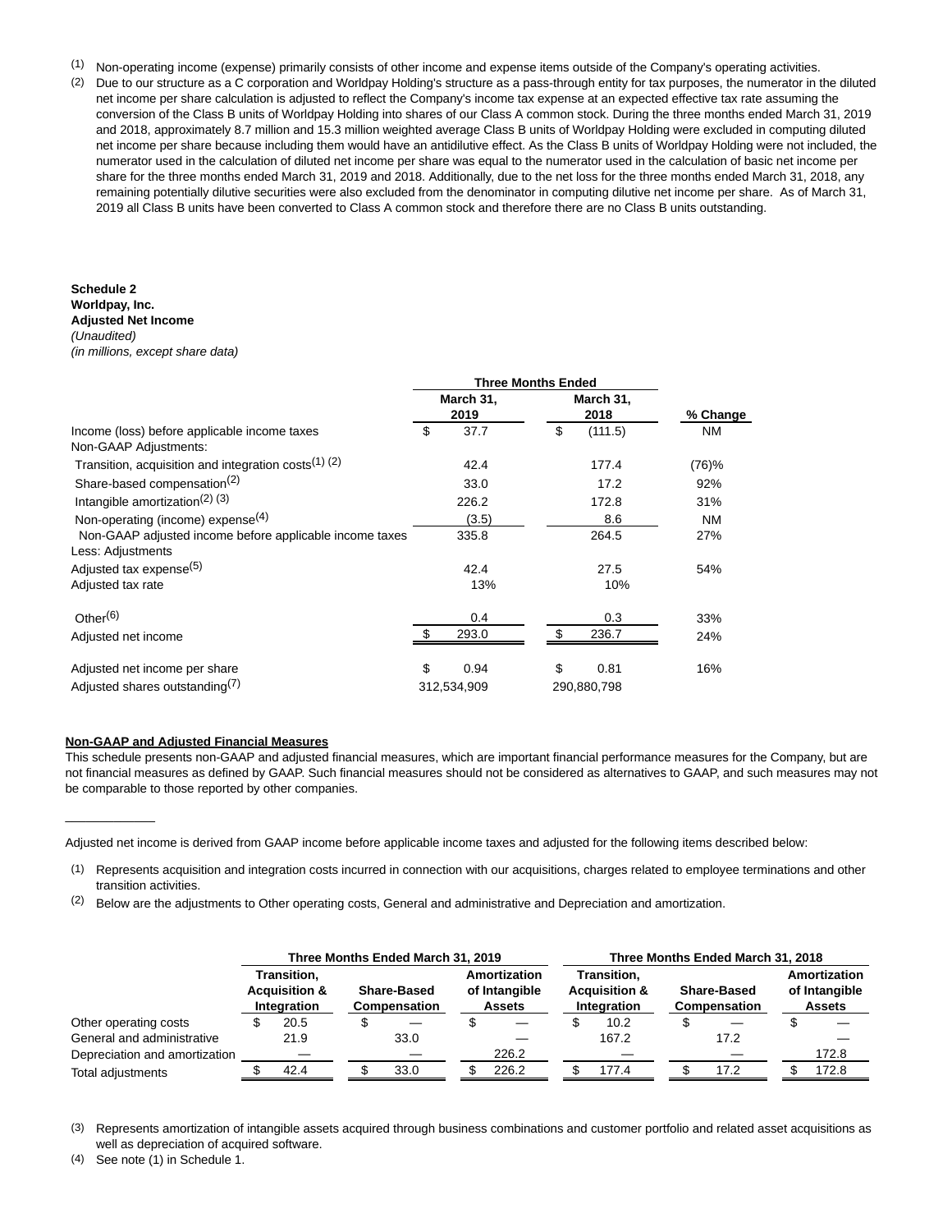(1) Non-operating income (expense) primarily consists of other income and expense items outside of the Company's operating activities.

(2) Due to our structure as a C corporation and Worldpay Holding's structure as a pass-through entity for tax purposes, the numerator in the diluted net income per share calculation is adjusted to reflect the Company's income tax expense at an expected effective tax rate assuming the conversion of the Class B units of Worldpay Holding into shares of our Class A common stock. During the three months ended March 31, 2019 and 2018, approximately 8.7 million and 15.3 million weighted average Class B units of Worldpay Holding were excluded in computing diluted net income per share because including them would have an antidilutive effect. As the Class B units of Worldpay Holding were not included, the numerator used in the calculation of diluted net income per share was equal to the numerator used in the calculation of basic net income per share for the three months ended March 31, 2019 and 2018. Additionally, due to the net loss for the three months ended March 31, 2018, any remaining potentially dilutive securities were also excluded from the denominator in computing dilutive net income per share. As of March 31, 2019 all Class B units have been converted to Class A common stock and therefore there are no Class B units outstanding.

**Schedule 2**
**Worldpay, Inc.**
**Adjusted Net Income**
*(Unaudited)*
*(in millions, except share data)*

| | Three Months Ended | | |
|---|---|---|---|
| | March 31, 2019 | March 31, 2018 | % Change |
| Income (loss) before applicable income taxes | $ 37.7 | $ (111.5) | NM |
| Non-GAAP Adjustments: | | | |
| Transition, acquisition and integration costs(1) (2) | 42.4 | 177.4 | (76)% |
| Share-based compensation(2) | 33.0 | 17.2 | 92% |
| Intangible amortization(2) (3) | 226.2 | 172.8 | 31% |
| Non-operating (income) expense(4) | (3.5) | 8.6 | NM |
| Non-GAAP adjusted income before applicable income taxes | 335.8 | 264.5 | 27% |
| Less: Adjustments | | | |
| Adjusted tax expense(5) | 42.4 | 27.5 | 54% |
| Adjusted tax rate | 13% | 10% | |
| Other(6) | 0.4 | 0.3 | 33% |
| Adjusted net income | $ 293.0 | $ 236.7 | 24% |
| Adjusted net income per share | $ 0.94 | $ 0.81 | 16% |
| Adjusted shares outstanding(7) | 312,534,909 | 290,880,798 | |

**Non-GAAP and Adjusted Financial Measures**

This schedule presents non-GAAP and adjusted financial measures, which are important financial performance measures for the Company, but are not financial measures as defined by GAAP. Such financial measures should not be considered as alternatives to GAAP, and such measures may not be comparable to those reported by other companies.

---

Adjusted net income is derived from GAAP income before applicable income taxes and adjusted for the following items described below:

(1) Represents acquisition and integration costs incurred in connection with our acquisitions, charges related to employee terminations and other transition activities.

(2) Below are the adjustments to Other operating costs, General and administrative and Depreciation and amortization.

| | Three Months Ended March 31, 2019 | | | Three Months Ended March 31, 2018 | | |
|---|---|---|---|---|---|---|
| | Transition, Acquisition & Integration | Share-Based Compensation | Amortization of Intangible Assets | Transition, Acquisition & Integration | Share-Based Compensation | Amortization of Intangible Assets |
| Other operating costs | $ 20.5 | $ — | $ — | $ 10.2 | $ — | $ — |
| General and administrative | 21.9 | 33.0 | — | 167.2 | 17.2 | — |
| Depreciation and amortization | — | — | 226.2 | — | — | 172.8 |
| Total adjustments | $ 42.4 | $ 33.0 | $ 226.2 | $ 177.4 | $ 17.2 | $ 172.8 |

(3) Represents amortization of intangible assets acquired through business combinations and customer portfolio and related asset acquisitions as well as depreciation of acquired software.

(4) See note (1) in Schedule 1.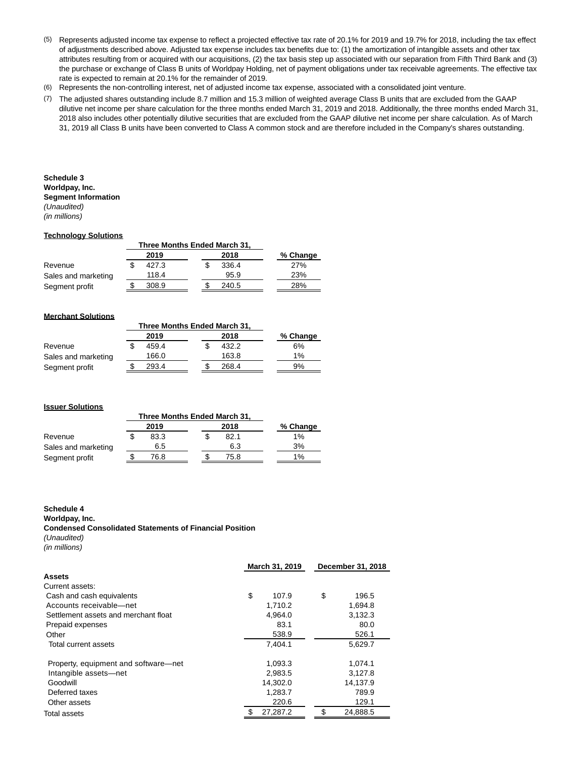(5) Represents adjusted income tax expense to reflect a projected effective tax rate of 20.1% for 2019 and 19.7% for 2018, including the tax effect of adjustments described above. Adjusted tax expense includes tax benefits due to: (1) the amortization of intangible assets and other tax attributes resulting from or acquired with our acquisitions, (2) the tax basis step up associated with our separation from Fifth Third Bank and (3) the purchase or exchange of Class B units of Worldpay Holding, net of payment obligations under tax receivable agreements. The effective tax rate is expected to remain at 20.1% for the remainder of 2019.

(6) Represents the non-controlling interest, net of adjusted income tax expense, associated with a consolidated joint venture.

(7) The adjusted shares outstanding include 8.7 million and 15.3 million of weighted average Class B units that are excluded from the GAAP dilutive net income per share calculation for the three months ended March 31, 2019 and 2018. Additionally, the three months ended March 31, 2018 also includes other potentially dilutive securities that are excluded from the GAAP dilutive net income per share calculation. As of March 31, 2019 all Class B units have been converted to Class A common stock and are therefore included in the Company's shares outstanding.

**Schedule 3**
**Worldpay, Inc.**
**Segment Information**
*(Unaudited)*
*(in millions)*

**Technology Solutions**

| | Three Months Ended March 31, 2019 | Three Months Ended March 31, 2018 | % Change |
|---|---|---|---|
| Revenue | $ 427.3 | $ 336.4 | 27% |
| Sales and marketing | 118.4 | 95.9 | 23% |
| Segment profit | $ 308.9 | $ 240.5 | 28% |

**Merchant Solutions**

| | Three Months Ended March 31, 2019 | Three Months Ended March 31, 2018 | % Change |
|---|---|---|---|
| Revenue | $ 459.4 | $ 432.2 | 6% |
| Sales and marketing | 166.0 | 163.8 | 1% |
| Segment profit | $ 293.4 | $ 268.4 | 9% |

**Issuer Solutions**

| | Three Months Ended March 31, 2019 | Three Months Ended March 31, 2018 | % Change |
|---|---|---|---|
| Revenue | $ 83.3 | $ 82.1 | 1% |
| Sales and marketing | 6.5 | 6.3 | 3% |
| Segment profit | $ 76.8 | $ 75.8 | 1% |

**Schedule 4**
**Worldpay, Inc.**
**Condensed Consolidated Statements of Financial Position**
*(Unaudited)*
*(in millions)*

| | March 31, 2019 | December 31, 2018 |
|---|---|---|
| **Assets** | | |
| Current assets: | | |
| Cash and cash equivalents | $ 107.9 | $ 196.5 |
| Accounts receivable—net | 1,710.2 | 1,694.8 |
| Settlement assets and merchant float | 4,964.0 | 3,132.3 |
| Prepaid expenses | 83.1 | 80.0 |
| Other | 538.9 | 526.1 |
| Total current assets | 7,404.1 | 5,629.7 |
| Property, equipment and software—net | 1,093.3 | 1,074.1 |
| Intangible assets—net | 2,983.5 | 3,127.8 |
| Goodwill | 14,302.0 | 14,137.9 |
| Deferred taxes | 1,283.7 | 789.9 |
| Other assets | 220.6 | 129.1 |
| Total assets | $ 27,287.2 | $ 24,888.5 |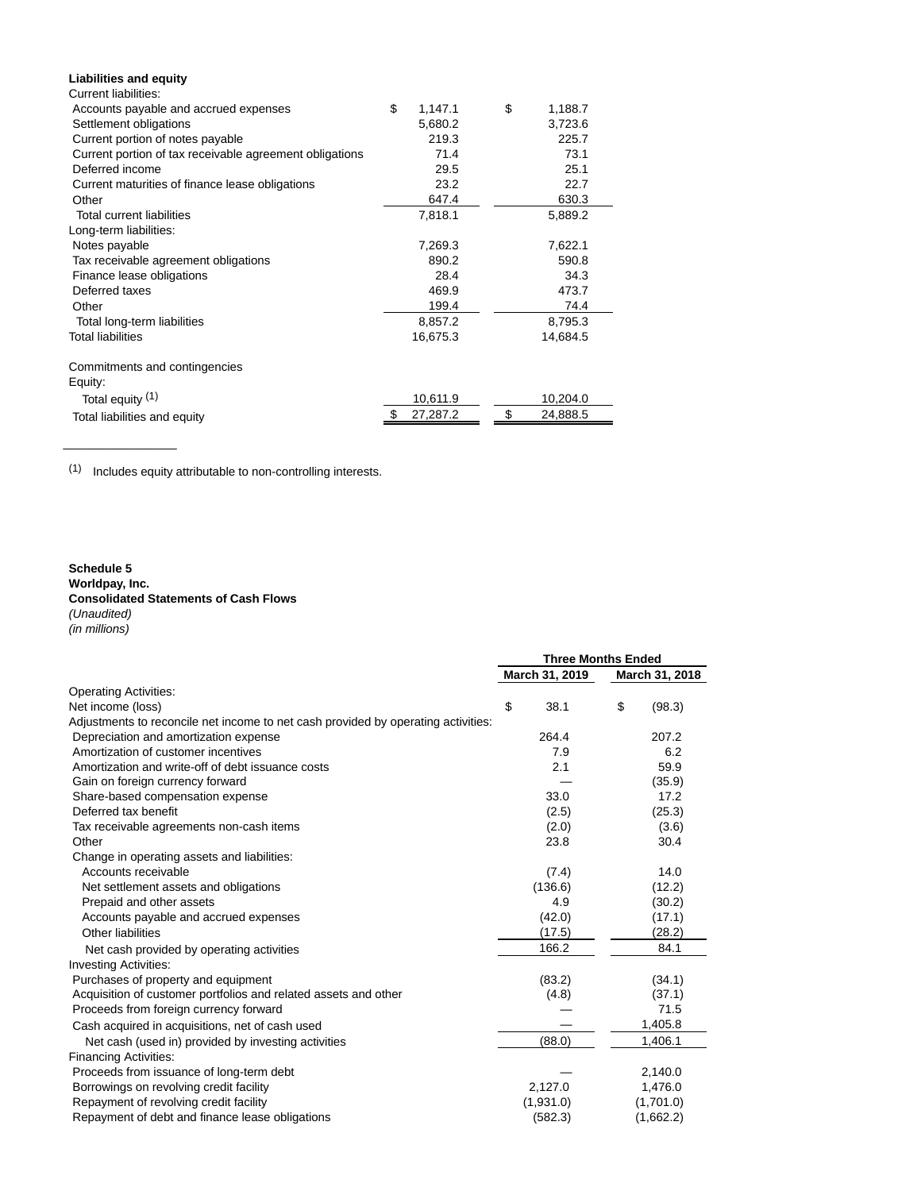| **Liabilities and equity** | | |
|---|---|---|
| Current liabilities: | | |
| Accounts payable and accrued expenses | $ 1,147.1 | $ 1,188.7 |
| Settlement obligations | 5,680.2 | 3,723.6 |
| Current portion of notes payable | 219.3 | 225.7 |
| Current portion of tax receivable agreement obligations | 71.4 | 73.1 |
| Deferred income | 29.5 | 25.1 |
| Current maturities of finance lease obligations | 23.2 | 22.7 |
| Other | 647.4 | 630.3 |
| Total current liabilities | 7,818.1 | 5,889.2 |
| Long-term liabilities: | | |
| Notes payable | 7,269.3 | 7,622.1 |
| Tax receivable agreement obligations | 890.2 | 590.8 |
| Finance lease obligations | 28.4 | 34.3 |
| Deferred taxes | 469.9 | 473.7 |
| Other | 199.4 | 74.4 |
| Total long-term liabilities | 8,857.2 | 8,795.3 |
| Total liabilities | 16,675.3 | 14,684.5 |
| | | |
| Commitments and contingencies | | |
| Equity: | | |
| Total equity [(1)] | 10,611.9 | 10,204.0 |
| Total liabilities and equity | $ 27,287.2 | $ 24,888.5 |

---

(1) Includes equity attributable to non-controlling interests.

**Schedule 5**
**Worldpay, Inc.**
**Consolidated Statements of Cash Flows**
*(Unaudited)*
*(in millions)*

| | Three Months Ended | |
|---|---|---|
| | March 31, 2019 | March 31, 2018 |
| Operating Activities: | | |
| Net income (loss) | $ 38.1 | $ (98.3) |
| Adjustments to reconcile net income to net cash provided by operating activities: | | |
| Depreciation and amortization expense | 264.4 | 207.2 |
| Amortization of customer incentives | 7.9 | 6.2 |
| Amortization and write-off of debt issuance costs | 2.1 | 59.9 |
| Gain on foreign currency forward | — | (35.9) |
| Share-based compensation expense | 33.0 | 17.2 |
| Deferred tax benefit | (2.5) | (25.3) |
| Tax receivable agreements non-cash items | (2.0) | (3.6) |
| Other | 23.8 | 30.4 |
| Change in operating assets and liabilities: | | |
| Accounts receivable | (7.4) | 14.0 |
| Net settlement assets and obligations | (136.6) | (12.2) |
| Prepaid and other assets | 4.9 | (30.2) |
| Accounts payable and accrued expenses | (42.0) | (17.1) |
| Other liabilities | (17.5) | (28.2) |
| Net cash provided by operating activities | 166.2 | 84.1 |
| Investing Activities: | | |
| Purchases of property and equipment | (83.2) | (34.1) |
| Acquisition of customer portfolios and related assets and other | (4.8) | (37.1) |
| Proceeds from foreign currency forward | — | 71.5 |
| Cash acquired in acquisitions, net of cash used | — | 1,405.8 |
| Net cash (used in) provided by investing activities | (88.0) | 1,406.1 |
| Financing Activities: | | |
| Proceeds from issuance of long-term debt | — | 2,140.0 |
| Borrowings on revolving credit facility | 2,127.0 | 1,476.0 |
| Repayment of revolving credit facility | (1,931.0) | (1,701.0) |
| Repayment of debt and finance lease obligations | (582.3) | (1,662.2) |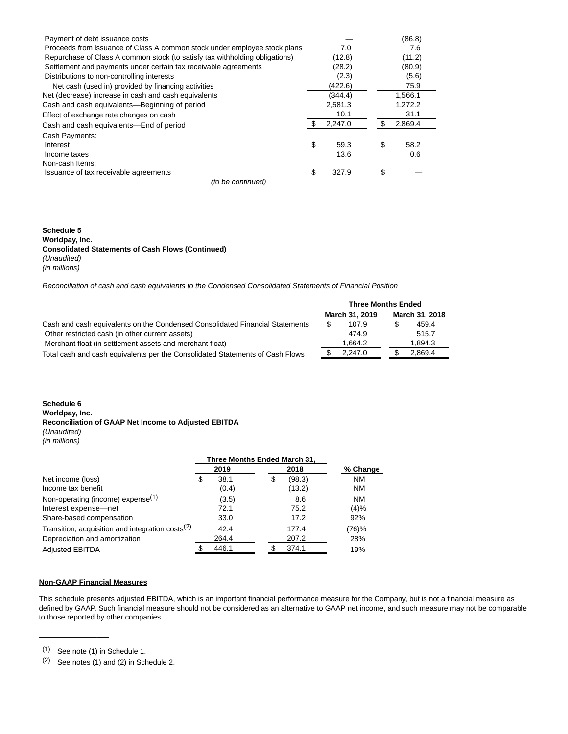| | | |
|---|---|---|
| Payment of debt issuance costs | — | (86.8) |
| Proceeds from issuance of Class A common stock under employee stock plans | 7.0 | 7.6 |
| Repurchase of Class A common stock (to satisfy tax withholding obligations) | (12.8) | (11.2) |
| Settlement and payments under certain tax receivable agreements | (28.2) | (80.9) |
| Distributions to non-controlling interests | (2.3) | (5.6) |
| Net cash (used in) provided by financing activities | (422.6) | 75.9 |
| Net (decrease) increase in cash and cash equivalents | (344.4) | 1,566.1 |
| Cash and cash equivalents—Beginning of period | 2,581.3 | 1,272.2 |
| Effect of exchange rate changes on cash | 10.1 | 31.1 |
| Cash and cash equivalents—End of period | $ 2,247.0 | $ 2,869.4 |
| Cash Payments: | | |
| Interest | $ 59.3 | $ 58.2 |
| Income taxes | 13.6 | 0.6 |
| Non-cash Items: | | |
| Issuance of tax receivable agreements | $ 327.9 | $ — |

*(to be continued)*

**Schedule 5**
**Worldpay, Inc.**
**Consolidated Statements of Cash Flows (Continued)**
*(Unaudited)*
*(in millions)*

*Reconciliation of cash and cash equivalents to the Condensed Consolidated Statements of Financial Position*

| | Three Months Ended | |
|---|---|---|
| | March 31, 2019 | March 31, 2018 |
| Cash and cash equivalents on the Condensed Consolidated Financial Statements | $ 107.9 | $ 459.4 |
| Other restricted cash (in other current assets) | 474.9 | 515.7 |
| Merchant float (in settlement assets and merchant float) | 1,664.2 | 1,894.3 |
| Total cash and cash equivalents per the Consolidated Statements of Cash Flows | $ 2,247.0 | $ 2,869.4 |

**Schedule 6**
**Worldpay, Inc.**
**Reconciliation of GAAP Net Income to Adjusted EBITDA**
*(Unaudited)*
*(in millions)*

| | Three Months Ended March 31, | | |
|---|---|---|---|
| | 2019 | 2018 | % Change |
| Net income (loss) | $ 38.1 | $ (98.3) | NM |
| Income tax benefit | (0.4) | (13.2) | NM |
| Non-operating (income) expense[(1)] | (3.5) | 8.6 | NM |
| Interest expense—net | 72.1 | 75.2 | (4)% |
| Share-based compensation | 33.0 | 17.2 | 92% |
| Transition, acquisition and integration costs[(2)] | 42.4 | 177.4 | (76)% |
| Depreciation and amortization | 264.4 | 207.2 | 28% |
| Adjusted EBITDA | $ 446.1 | $ 374.1 | 19% |

**Non-GAAP Financial Measures**

This schedule presents adjusted EBITDA, which is an important financial performance measure for the Company, but is not a financial measure as defined by GAAP. Such financial measure should not be considered as an alternative to GAAP net income, and such measure may not be comparable to those reported by other companies.

---

(1) See note (1) in Schedule 1.

(2) See notes (1) and (2) in Schedule 2.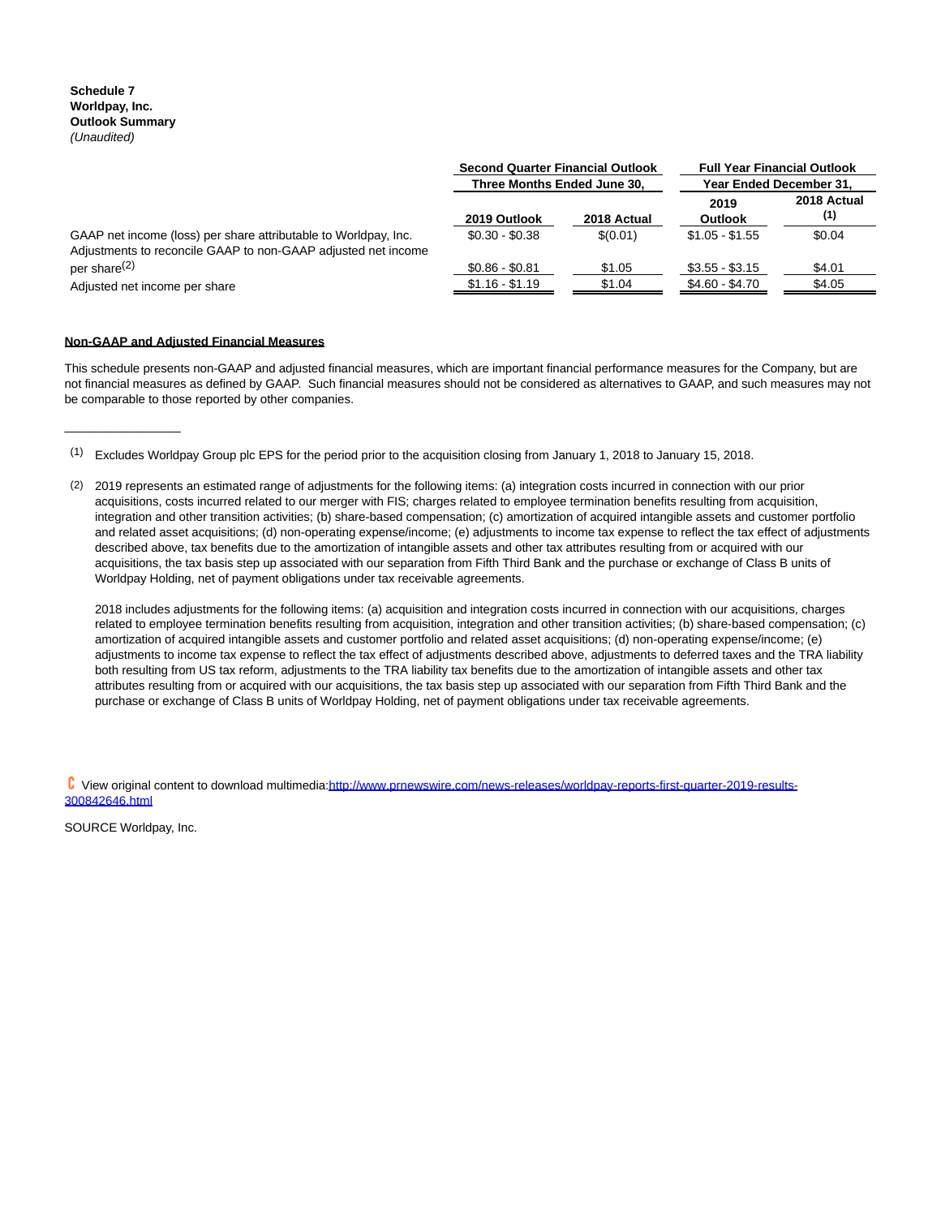**Schedule 7**
**Worldpay, Inc.**
**Outlook Summary**
*(Unaudited)*

| | Second Quarter Financial Outlook Three Months Ended June 30, | | Full Year Financial Outlook Year Ended December 31, | |
|---|---|---|---|---|
| | 2019 Outlook | 2018 Actual | 2019 Outlook | 2018 Actual [(1)] |
| GAAP net income (loss) per share attributable to Worldpay, Inc. | $0.30 - $0.38 | $(0.01) | $1.05 - $1.55 | $0.04 |
| Adjustments to reconcile GAAP to non-GAAP adjusted net income per share[(2)] | $0.86 - $0.81 | $1.05 | $3.55 - $3.15 | $4.01 |
| Adjusted net income per share | $1.16 - $1.19 | $1.04 | $4.60 - $4.70 | $4.05 |

**Non-GAAP and Adjusted Financial Measures**

This schedule presents non-GAAP and adjusted financial measures, which are important financial performance measures for the Company, but are not financial measures as defined by GAAP. Such financial measures should not be considered as alternatives to GAAP, and such measures may not be comparable to those reported by other companies.

---

(1) Excludes Worldpay Group plc EPS for the period prior to the acquisition closing from January 1, 2018 to January 15, 2018.

(2) 2019 represents an estimated range of adjustments for the following items: (a) integration costs incurred in connection with our prior acquisitions, costs incurred related to our merger with FIS; charges related to employee termination benefits resulting from acquisition, integration and other transition activities; (b) share-based compensation; (c) amortization of acquired intangible assets and customer portfolio and related asset acquisitions; (d) non-operating expense/income; (e) adjustments to income tax expense to reflect the tax effect of adjustments described above, tax benefits due to the amortization of intangible assets and other tax attributes resulting from or acquired with our acquisitions, the tax basis step up associated with our separation from Fifth Third Bank and the purchase or exchange of Class B units of Worldpay Holding, net of payment obligations under tax receivable agreements.

2018 includes adjustments for the following items: (a) acquisition and integration costs incurred in connection with our acquisitions, charges related to employee termination benefits resulting from acquisition, integration and other transition activities; (b) share-based compensation; (c) amortization of acquired intangible assets and customer portfolio and related asset acquisitions; (d) non-operating expense/income; (e) adjustments to income tax expense to reflect the tax effect of adjustments described above, adjustments to deferred taxes and the TRA liability both resulting from US tax reform, adjustments to the TRA liability tax benefits due to the amortization of intangible assets and other tax attributes resulting from or acquired with our acquisitions, the tax basis step up associated with our separation from Fifth Third Bank and the purchase or exchange of Class B units of Worldpay Holding, net of payment obligations under tax receivable agreements.

View original content to download multimedia:http://www.prnewswire.com/news-releases/worldpay-reports-first-quarter-2019-results-300842646.html

SOURCE Worldpay, Inc.